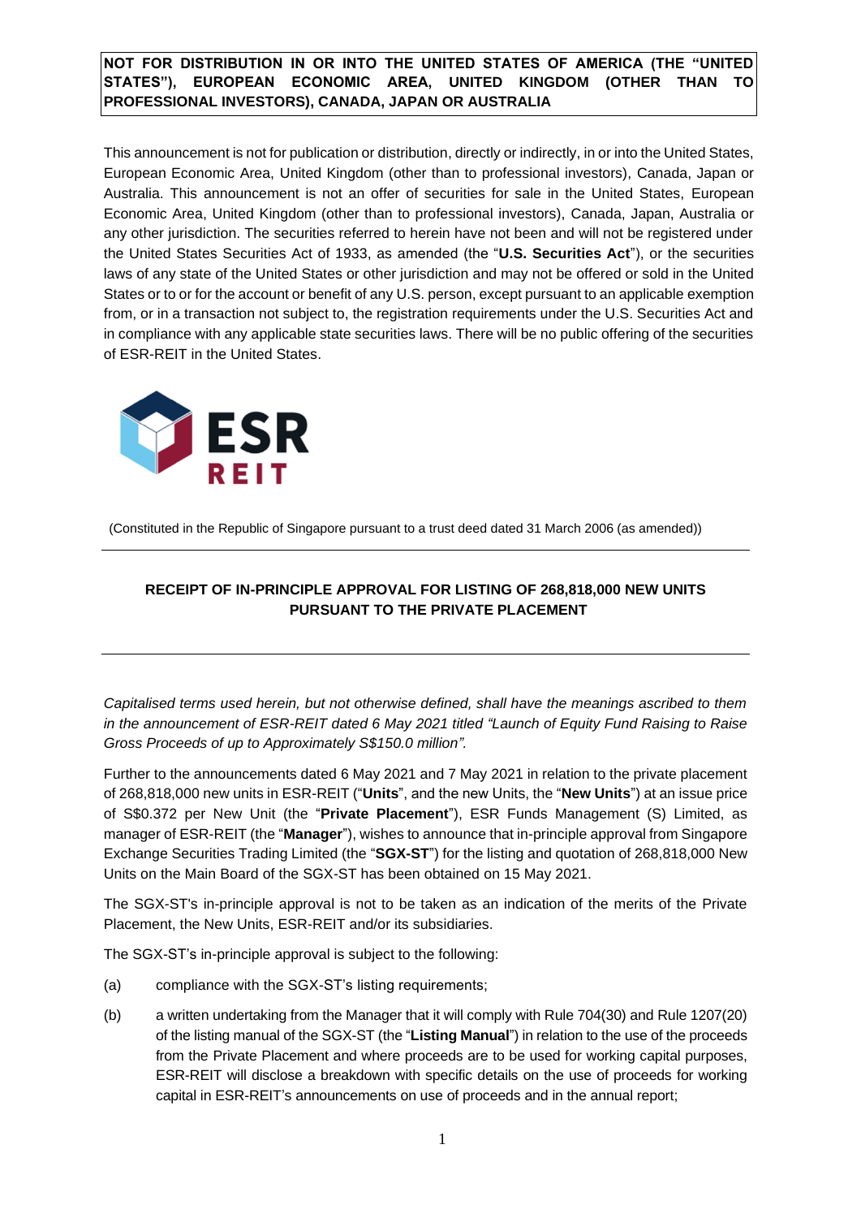**NOT FOR DISTRIBUTION IN OR INTO THE UNITED STATES OF AMERICA (THE "UNITED STATES"), EUROPEAN ECONOMIC AREA, UNITED KINGDOM (OTHER THAN TO PROFESSIONAL INVESTORS), CANADA, JAPAN OR AUSTRALIA**

This announcement is not for publication or distribution, directly or indirectly, in or into the United States, European Economic Area, United Kingdom (other than to professional investors), Canada, Japan or Australia. This announcement is not an offer of securities for sale in the United States, European Economic Area, United Kingdom (other than to professional investors), Canada, Japan, Australia or any other jurisdiction. The securities referred to herein have not been and will not be registered under the United States Securities Act of 1933, as amended (the "**U.S. Securities Act**"), or the securities laws of any state of the United States or other jurisdiction and may not be offered or sold in the United States or to or for the account or benefit of any U.S. person, except pursuant to an applicable exemption from, or in a transaction not subject to, the registration requirements under the U.S. Securities Act and in compliance with any applicable state securities laws. There will be no public offering of the securities of ESR-REIT in the United States.

ESR REIT

(Constituted in the Republic of Singapore pursuant to a trust deed dated 31 March 2006 (as amended))

# RECEIPT OF IN-PRINCIPLE APPROVAL FOR LISTING OF 268,818,000 NEW UNITS PURSUANT TO THE PRIVATE PLACEMENT

*Capitalised terms used herein, but not otherwise defined, shall have the meanings ascribed to them in the announcement of ESR-REIT dated 6 May 2021 titled "Launch of Equity Fund Raising to Raise Gross Proceeds of up to Approximately S$150.0 million".*

Further to the announcements dated 6 May 2021 and 7 May 2021 in relation to the private placement of 268,818,000 new units in ESR-REIT ("**Units**", and the new Units, the "**New Units**") at an issue price of S$0.372 per New Unit (the "**Private Placement**"), ESR Funds Management (S) Limited, as manager of ESR-REIT (the "**Manager**"), wishes to announce that in-principle approval from Singapore Exchange Securities Trading Limited (the "**SGX-ST**") for the listing and quotation of 268,818,000 New Units on the Main Board of the SGX-ST has been obtained on 15 May 2021.

The SGX-ST's in-principle approval is not to be taken as an indication of the merits of the Private Placement, the New Units, ESR-REIT and/or its subsidiaries.

The SGX-ST's in-principle approval is subject to the following:

(a) compliance with the SGX-ST's listing requirements;

(b) a written undertaking from the Manager that it will comply with Rule 704(30) and Rule 1207(20) of the listing manual of the SGX-ST (the "**Listing Manual**") in relation to the use of the proceeds from the Private Placement and where proceeds are to be used for working capital purposes, ESR-REIT will disclose a breakdown with specific details on the use of proceeds for working capital in ESR-REIT's announcements on use of proceeds and in the annual report;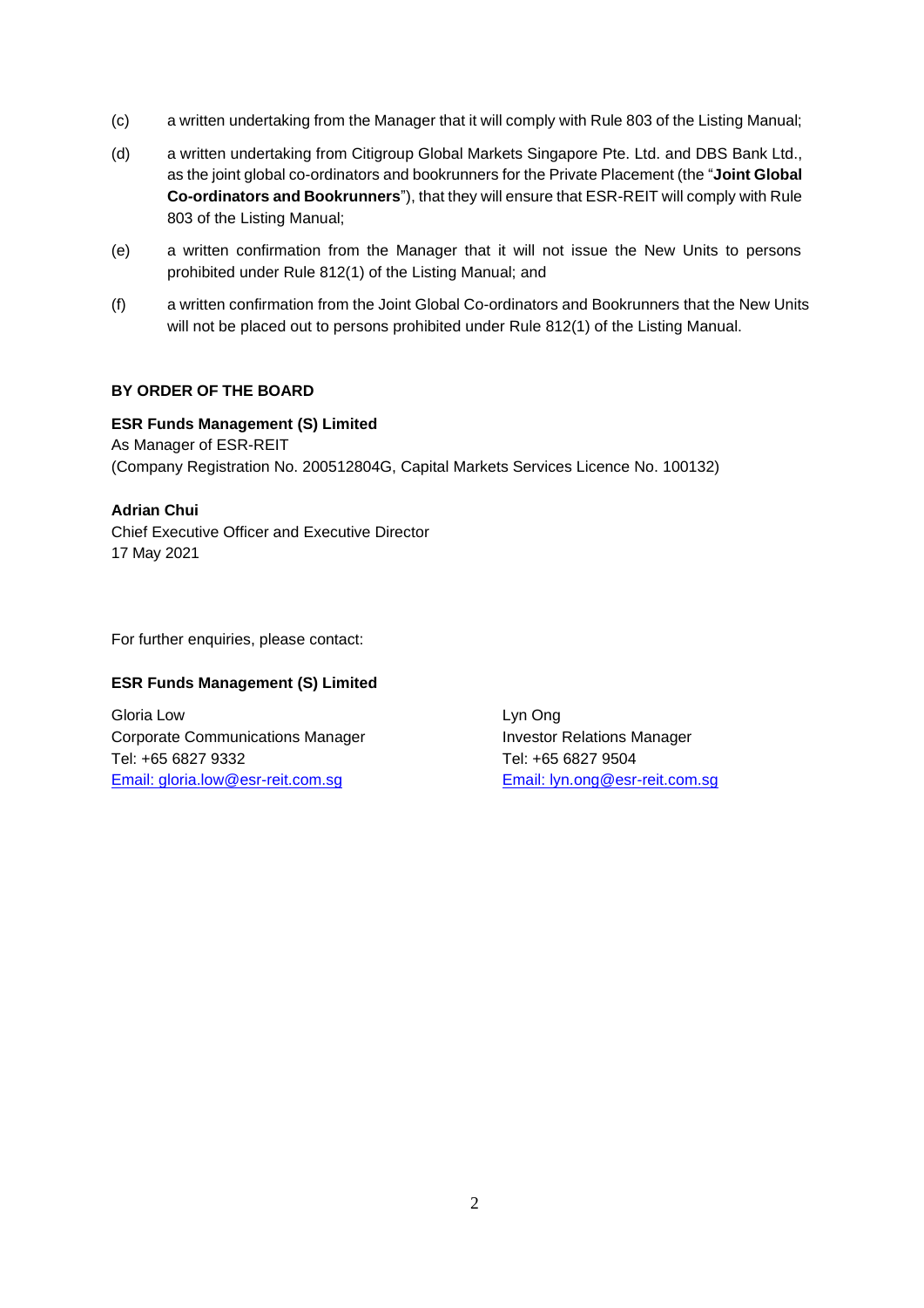(c) a written undertaking from the Manager that it will comply with Rule 803 of the Listing Manual;

(d) a written undertaking from Citigroup Global Markets Singapore Pte. Ltd. and DBS Bank Ltd., as the joint global co-ordinators and bookrunners for the Private Placement (the "**Joint Global Co-ordinators and Bookrunners**"), that they will ensure that ESR-REIT will comply with Rule 803 of the Listing Manual;

(e) a written confirmation from the Manager that it will not issue the New Units to persons prohibited under Rule 812(1) of the Listing Manual; and

(f) a written confirmation from the Joint Global Co-ordinators and Bookrunners that the New Units will not be placed out to persons prohibited under Rule 812(1) of the Listing Manual.

**BY ORDER OF THE BOARD**

**ESR Funds Management (S) Limited**
As Manager of ESR-REIT
(Company Registration No. 200512804G, Capital Markets Services Licence No. 100132)

**Adrian Chui**
Chief Executive Officer and Executive Director
17 May 2021

For further enquiries, please contact:

**ESR Funds Management (S) Limited**

Gloria Low
Corporate Communications Manager
Tel: +65 6827 9332
Email: gloria.low@esr-reit.com.sg

Lyn Ong
Investor Relations Manager
Tel: +65 6827 9504
Email: lyn.ong@esr-reit.com.sg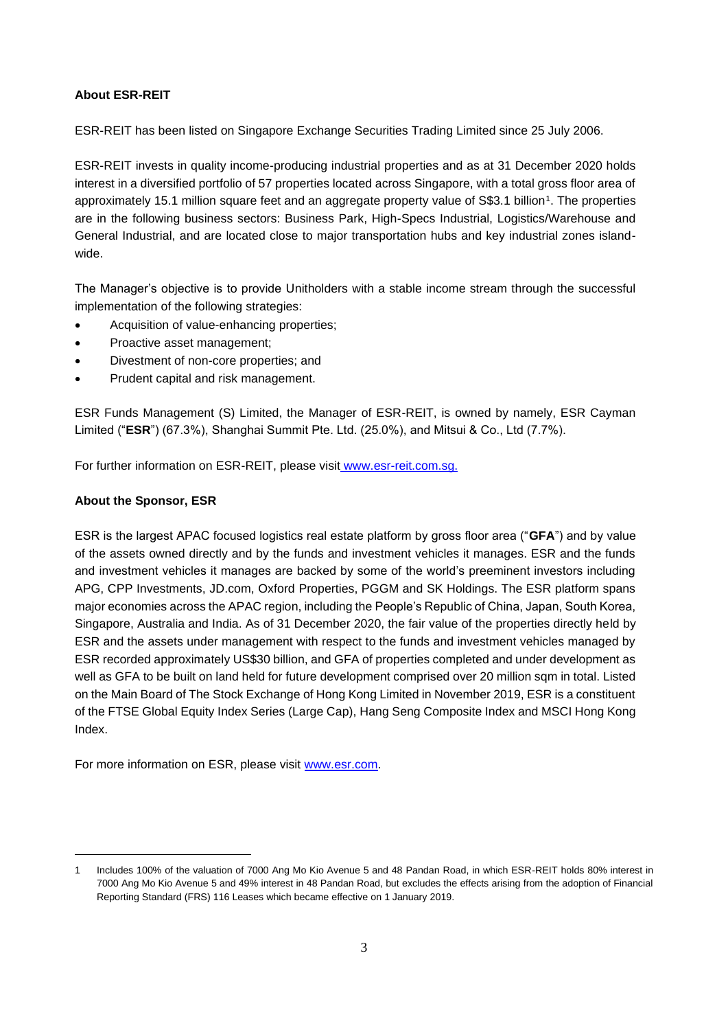**About ESR-REIT**

ESR-REIT has been listed on Singapore Exchange Securities Trading Limited since 25 July 2006.

ESR-REIT invests in quality income-producing industrial properties and as at 31 December 2020 holds interest in a diversified portfolio of 57 properties located across Singapore, with a total gross floor area of approximately 15.1 million square feet and an aggregate property value of S$3.1 billion[1]. The properties are in the following business sectors: Business Park, High-Specs Industrial, Logistics/Warehouse and General Industrial, and are located close to major transportation hubs and key industrial zones island-wide.

The Manager's objective is to provide Unitholders with a stable income stream through the successful implementation of the following strategies:

- Acquisition of value-enhancing properties;
- Proactive asset management;
- Divestment of non-core properties; and
- Prudent capital and risk management.

ESR Funds Management (S) Limited, the Manager of ESR-REIT, is owned by namely, ESR Cayman Limited ("**ESR**") (67.3%), Shanghai Summit Pte. Ltd. (25.0%), and Mitsui & Co., Ltd (7.7%).

For further information on ESR-REIT, please visit www.esr-reit.com.sg.

**About the Sponsor, ESR**

ESR is the largest APAC focused logistics real estate platform by gross floor area ("**GFA**") and by value of the assets owned directly and by the funds and investment vehicles it manages. ESR and the funds and investment vehicles it manages are backed by some of the world's preeminent investors including APG, CPP Investments, JD.com, Oxford Properties, PGGM and SK Holdings. The ESR platform spans major economies across the APAC region, including the People's Republic of China, Japan, South Korea, Singapore, Australia and India. As of 31 December 2020, the fair value of the properties directly held by ESR and the assets under management with respect to the funds and investment vehicles managed by ESR recorded approximately US$30 billion, and GFA of properties completed and under development as well as GFA to be built on land held for future development comprised over 20 million sqm in total. Listed on the Main Board of The Stock Exchange of Hong Kong Limited in November 2019, ESR is a constituent of the FTSE Global Equity Index Series (Large Cap), Hang Seng Composite Index and MSCI Hong Kong Index.

For more information on ESR, please visit www.esr.com.

---

1 Includes 100% of the valuation of 7000 Ang Mo Kio Avenue 5 and 48 Pandan Road, in which ESR-REIT holds 80% interest in 7000 Ang Mo Kio Avenue 5 and 49% interest in 48 Pandan Road, but excludes the effects arising from the adoption of Financial Reporting Standard (FRS) 116 Leases which became effective on 1 January 2019.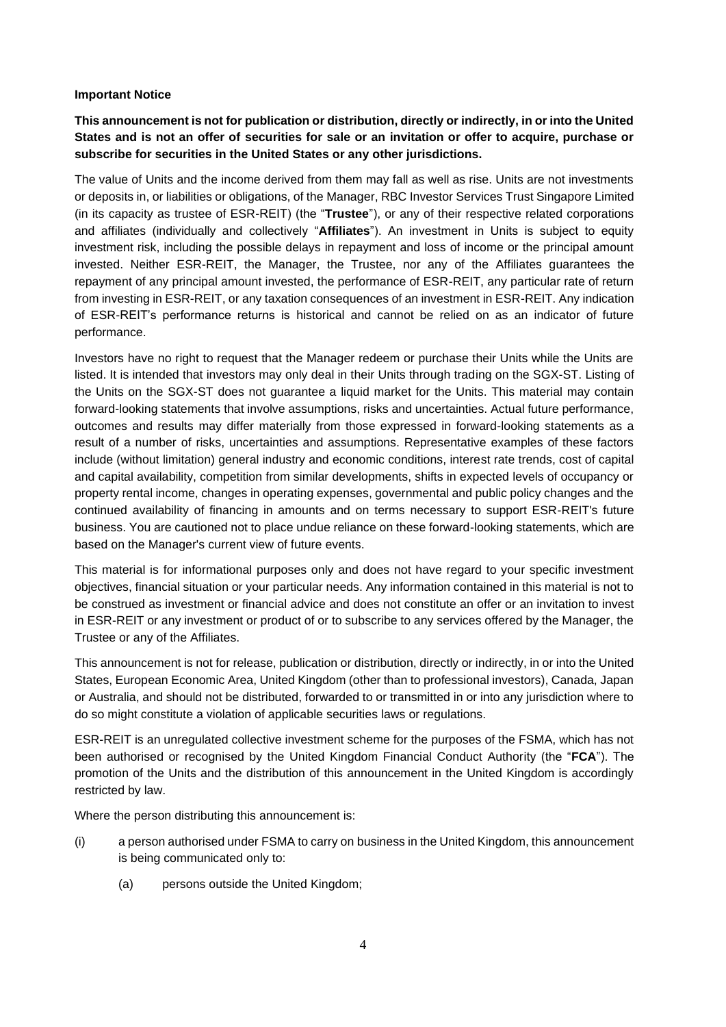**Important Notice**

**This announcement is not for publication or distribution, directly or indirectly, in or into the United States and is not an offer of securities for sale or an invitation or offer to acquire, purchase or subscribe for securities in the United States or any other jurisdictions.**

The value of Units and the income derived from them may fall as well as rise. Units are not investments or deposits in, or liabilities or obligations, of the Manager, RBC Investor Services Trust Singapore Limited (in its capacity as trustee of ESR-REIT) (the "**Trustee**"), or any of their respective related corporations and affiliates (individually and collectively "**Affiliates**"). An investment in Units is subject to equity investment risk, including the possible delays in repayment and loss of income or the principal amount invested. Neither ESR-REIT, the Manager, the Trustee, nor any of the Affiliates guarantees the repayment of any principal amount invested, the performance of ESR-REIT, any particular rate of return from investing in ESR-REIT, or any taxation consequences of an investment in ESR-REIT. Any indication of ESR-REIT's performance returns is historical and cannot be relied on as an indicator of future performance.

Investors have no right to request that the Manager redeem or purchase their Units while the Units are listed. It is intended that investors may only deal in their Units through trading on the SGX-ST. Listing of the Units on the SGX-ST does not guarantee a liquid market for the Units. This material may contain forward-looking statements that involve assumptions, risks and uncertainties. Actual future performance, outcomes and results may differ materially from those expressed in forward-looking statements as a result of a number of risks, uncertainties and assumptions. Representative examples of these factors include (without limitation) general industry and economic conditions, interest rate trends, cost of capital and capital availability, competition from similar developments, shifts in expected levels of occupancy or property rental income, changes in operating expenses, governmental and public policy changes and the continued availability of financing in amounts and on terms necessary to support ESR-REIT's future business. You are cautioned not to place undue reliance on these forward-looking statements, which are based on the Manager's current view of future events.

This material is for informational purposes only and does not have regard to your specific investment objectives, financial situation or your particular needs. Any information contained in this material is not to be construed as investment or financial advice and does not constitute an offer or an invitation to invest in ESR-REIT or any investment or product of or to subscribe to any services offered by the Manager, the Trustee or any of the Affiliates.

This announcement is not for release, publication or distribution, directly or indirectly, in or into the United States, European Economic Area, United Kingdom (other than to professional investors), Canada, Japan or Australia, and should not be distributed, forwarded to or transmitted in or into any jurisdiction where to do so might constitute a violation of applicable securities laws or regulations.

ESR-REIT is an unregulated collective investment scheme for the purposes of the FSMA, which has not been authorised or recognised by the United Kingdom Financial Conduct Authority (the "**FCA**"). The promotion of the Units and the distribution of this announcement in the United Kingdom is accordingly restricted by law.

Where the person distributing this announcement is:

(i) a person authorised under FSMA to carry on business in the United Kingdom, this announcement is being communicated only to:

  (a) persons outside the United Kingdom;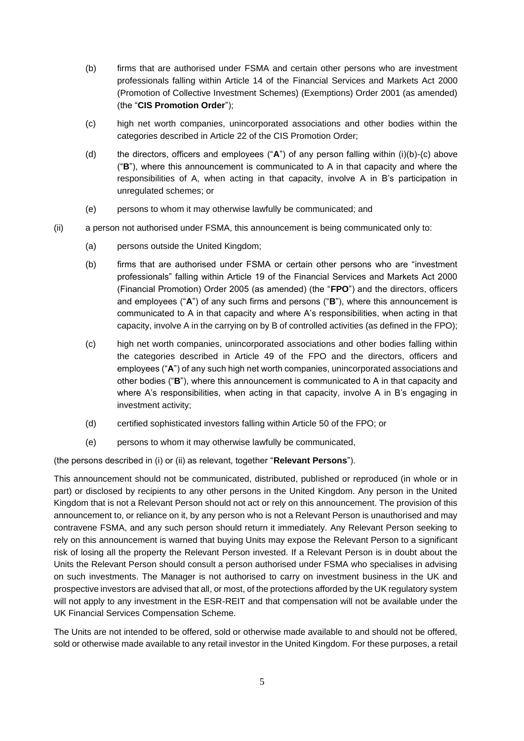(b) firms that are authorised under FSMA and certain other persons who are investment professionals falling within Article 14 of the Financial Services and Markets Act 2000 (Promotion of Collective Investment Schemes) (Exemptions) Order 2001 (as amended) (the "**CIS Promotion Order**");

(c) high net worth companies, unincorporated associations and other bodies within the categories described in Article 22 of the CIS Promotion Order;

(d) the directors, officers and employees ("**A**") of any person falling within (i)(b)-(c) above ("**B**"), where this announcement is communicated to A in that capacity and where the responsibilities of A, when acting in that capacity, involve A in B's participation in unregulated schemes; or

(e) persons to whom it may otherwise lawfully be communicated; and

(ii) a person not authorised under FSMA, this announcement is being communicated only to:

(a) persons outside the United Kingdom;

(b) firms that are authorised under FSMA or certain other persons who are "investment professionals" falling within Article 19 of the Financial Services and Markets Act 2000 (Financial Promotion) Order 2005 (as amended) (the "**FPO**") and the directors, officers and employees ("**A**") of any such firms and persons ("**B**"), where this announcement is communicated to A in that capacity and where A's responsibilities, when acting in that capacity, involve A in the carrying on by B of controlled activities (as defined in the FPO);

(c) high net worth companies, unincorporated associations and other bodies falling within the categories described in Article 49 of the FPO and the directors, officers and employees ("**A**") of any such high net worth companies, unincorporated associations and other bodies ("**B**"), where this announcement is communicated to A in that capacity and where A's responsibilities, when acting in that capacity, involve A in B's engaging in investment activity;

(d) certified sophisticated investors falling within Article 50 of the FPO; or

(e) persons to whom it may otherwise lawfully be communicated,

(the persons described in (i) or (ii) as relevant, together "**Relevant Persons**").

This announcement should not be communicated, distributed, published or reproduced (in whole or in part) or disclosed by recipients to any other persons in the United Kingdom. Any person in the United Kingdom that is not a Relevant Person should not act or rely on this announcement. The provision of this announcement to, or reliance on it, by any person who is not a Relevant Person is unauthorised and may contravene FSMA, and any such person should return it immediately. Any Relevant Person seeking to rely on this announcement is warned that buying Units may expose the Relevant Person to a significant risk of losing all the property the Relevant Person invested. If a Relevant Person is in doubt about the Units the Relevant Person should consult a person authorised under FSMA who specialises in advising on such investments. The Manager is not authorised to carry on investment business in the UK and prospective investors are advised that all, or most, of the protections afforded by the UK regulatory system will not apply to any investment in the ESR-REIT and that compensation will not be available under the UK Financial Services Compensation Scheme.

The Units are not intended to be offered, sold or otherwise made available to and should not be offered, sold or otherwise made available to any retail investor in the United Kingdom. For these purposes, a retail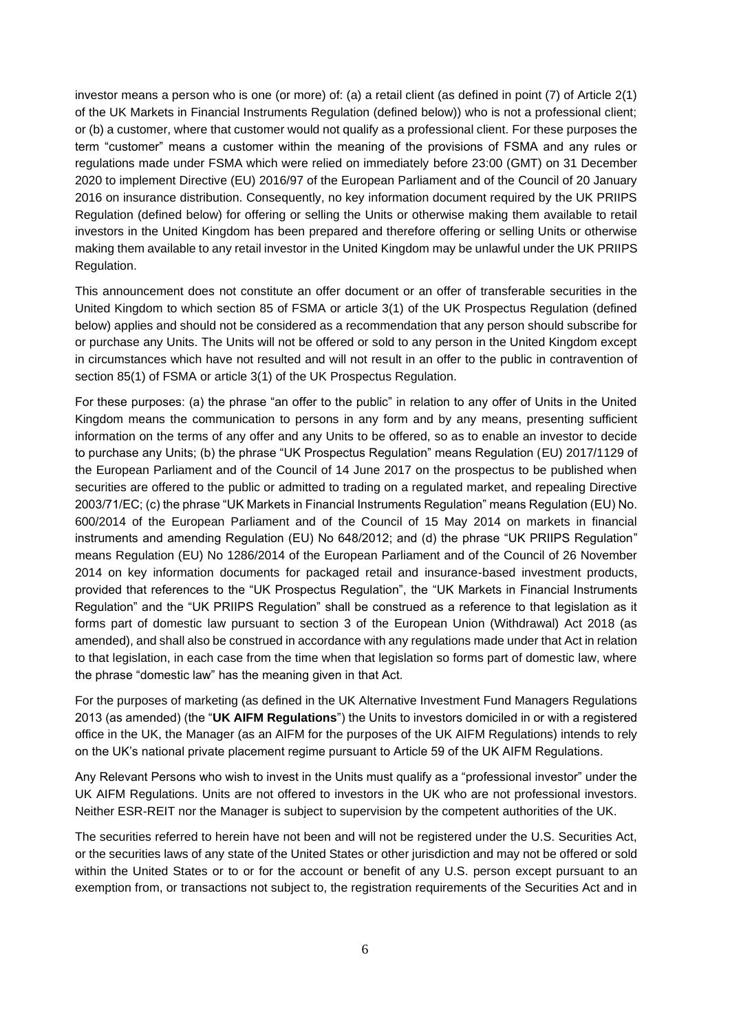investor means a person who is one (or more) of: (a) a retail client (as defined in point (7) of Article 2(1) of the UK Markets in Financial Instruments Regulation (defined below)) who is not a professional client; or (b) a customer, where that customer would not qualify as a professional client. For these purposes the term "customer" means a customer within the meaning of the provisions of FSMA and any rules or regulations made under FSMA which were relied on immediately before 23:00 (GMT) on 31 December 2020 to implement Directive (EU) 2016/97 of the European Parliament and of the Council of 20 January 2016 on insurance distribution. Consequently, no key information document required by the UK PRIIPS Regulation (defined below) for offering or selling the Units or otherwise making them available to retail investors in the United Kingdom has been prepared and therefore offering or selling Units or otherwise making them available to any retail investor in the United Kingdom may be unlawful under the UK PRIIPS Regulation.

This announcement does not constitute an offer document or an offer of transferable securities in the United Kingdom to which section 85 of FSMA or article 3(1) of the UK Prospectus Regulation (defined below) applies and should not be considered as a recommendation that any person should subscribe for or purchase any Units. The Units will not be offered or sold to any person in the United Kingdom except in circumstances which have not resulted and will not result in an offer to the public in contravention of section 85(1) of FSMA or article 3(1) of the UK Prospectus Regulation.

For these purposes: (a) the phrase "an offer to the public" in relation to any offer of Units in the United Kingdom means the communication to persons in any form and by any means, presenting sufficient information on the terms of any offer and any Units to be offered, so as to enable an investor to decide to purchase any Units; (b) the phrase "UK Prospectus Regulation" means Regulation (EU) 2017/1129 of the European Parliament and of the Council of 14 June 2017 on the prospectus to be published when securities are offered to the public or admitted to trading on a regulated market, and repealing Directive 2003/71/EC; (c) the phrase "UK Markets in Financial Instruments Regulation" means Regulation (EU) No. 600/2014 of the European Parliament and of the Council of 15 May 2014 on markets in financial instruments and amending Regulation (EU) No 648/2012; and (d) the phrase "UK PRIIPS Regulation" means Regulation (EU) No 1286/2014 of the European Parliament and of the Council of 26 November 2014 on key information documents for packaged retail and insurance-based investment products, provided that references to the "UK Prospectus Regulation", the "UK Markets in Financial Instruments Regulation" and the "UK PRIIPS Regulation" shall be construed as a reference to that legislation as it forms part of domestic law pursuant to section 3 of the European Union (Withdrawal) Act 2018 (as amended), and shall also be construed in accordance with any regulations made under that Act in relation to that legislation, in each case from the time when that legislation so forms part of domestic law, where the phrase "domestic law" has the meaning given in that Act.

For the purposes of marketing (as defined in the UK Alternative Investment Fund Managers Regulations 2013 (as amended) (the "**UK AIFM Regulations**") the Units to investors domiciled in or with a registered office in the UK, the Manager (as an AIFM for the purposes of the UK AIFM Regulations) intends to rely on the UK's national private placement regime pursuant to Article 59 of the UK AIFM Regulations.

Any Relevant Persons who wish to invest in the Units must qualify as a "professional investor" under the UK AIFM Regulations. Units are not offered to investors in the UK who are not professional investors. Neither ESR-REIT nor the Manager is subject to supervision by the competent authorities of the UK.

The securities referred to herein have not been and will not be registered under the U.S. Securities Act, or the securities laws of any state of the United States or other jurisdiction and may not be offered or sold within the United States or to or for the account or benefit of any U.S. person except pursuant to an exemption from, or transactions not subject to, the registration requirements of the Securities Act and in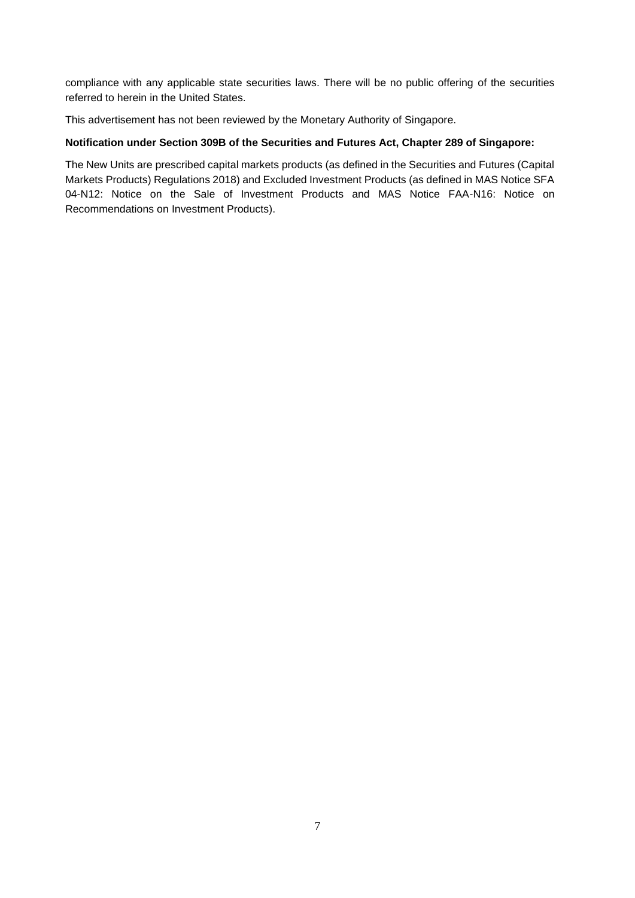compliance with any applicable state securities laws. There will be no public offering of the securities referred to herein in the United States.

This advertisement has not been reviewed by the Monetary Authority of Singapore.

**Notification under Section 309B of the Securities and Futures Act, Chapter 289 of Singapore:**

The New Units are prescribed capital markets products (as defined in the Securities and Futures (Capital Markets Products) Regulations 2018) and Excluded Investment Products (as defined in MAS Notice SFA 04-N12: Notice on the Sale of Investment Products and MAS Notice FAA-N16: Notice on Recommendations on Investment Products).